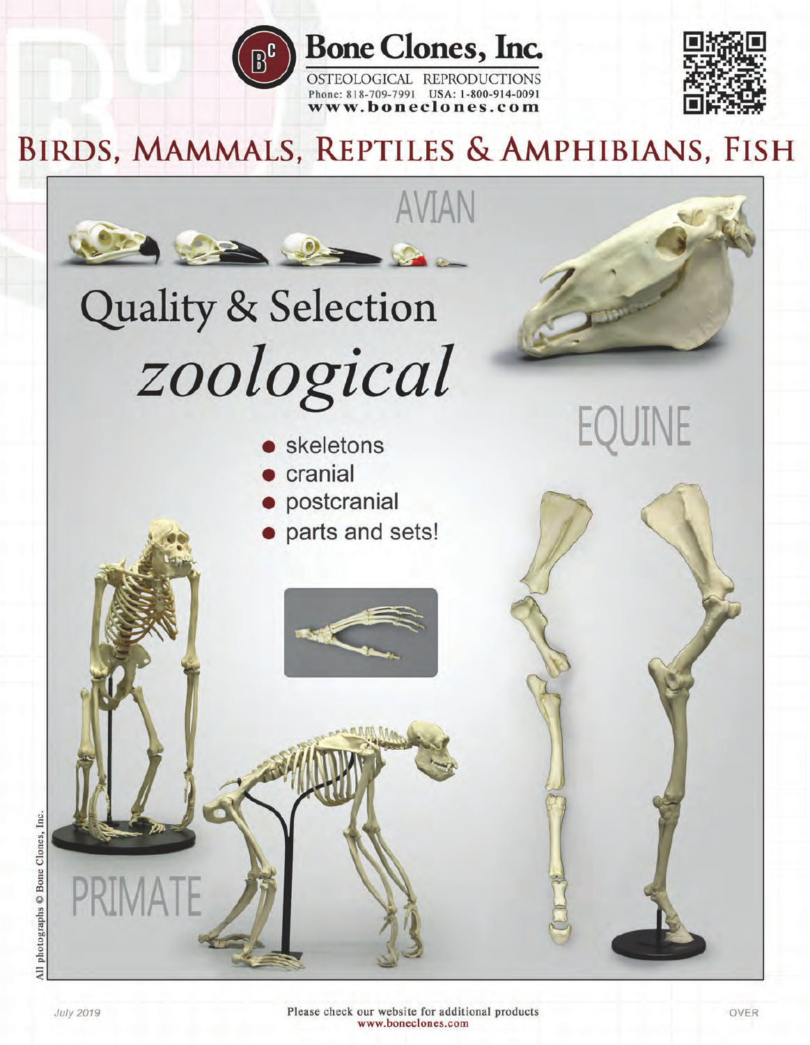# Bone Clones, Inc.

OSTEOLOGICAL REPRODUCTIONS

Phone: 818-709-7991 USA: 1-800-914-0091

www.boneclones.com

## BIRDS, MAMMALS, REPTILES & AMPHIBIANS, FISH

AVIAN

# Quality & Selection

## *zoological*

- skeletons
- cranial
- postcranial
- parts and sets!

EQUINE

PRIMATE

All photographs © Bone Clones, Inc.

July 2019

Please check our website for additional products
www.boneclones.com

OVER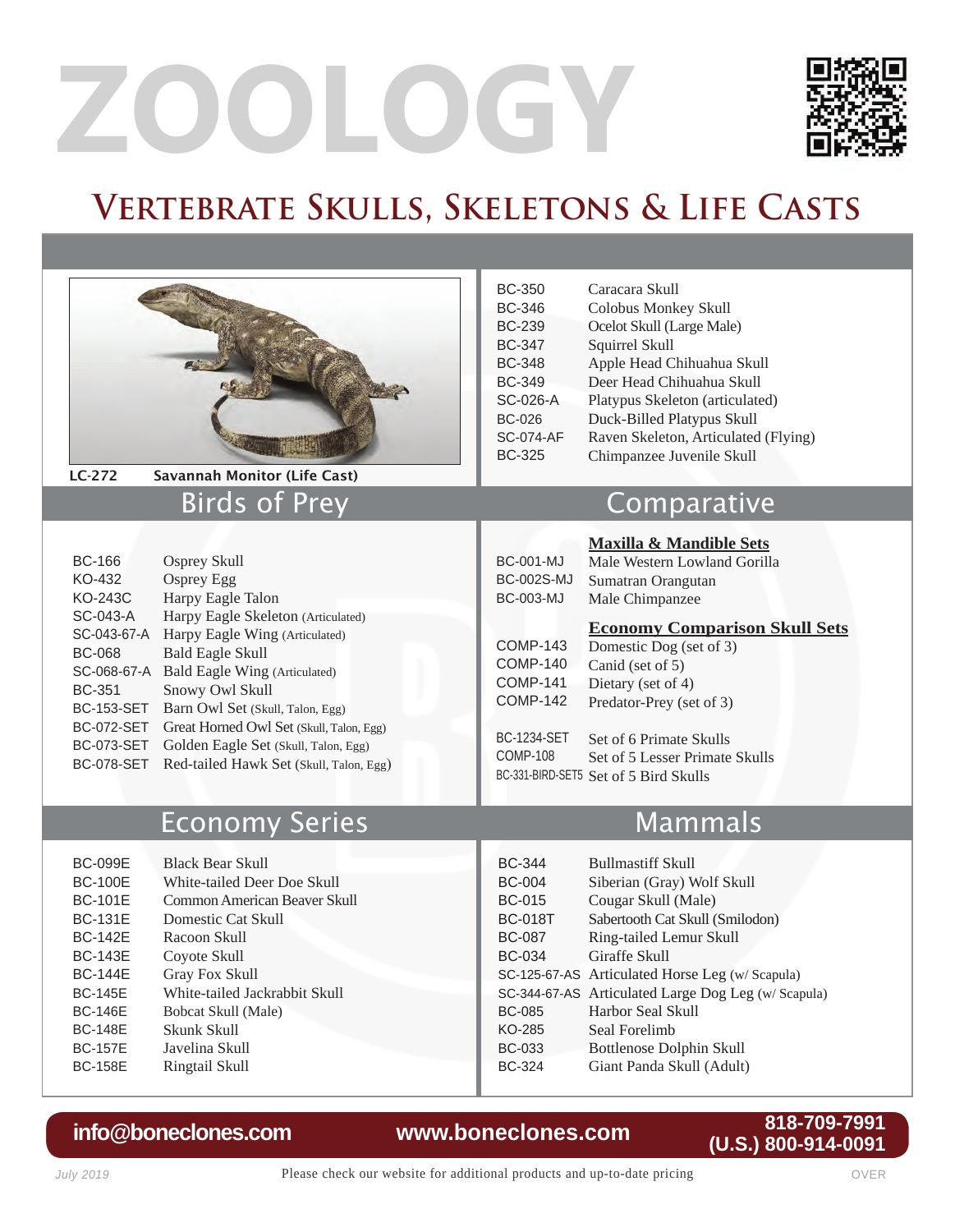# ZOOLOGY

## Vertebrate Skulls, Skeletons & Life Casts

LC-272 Savannah Monitor (Life Cast)

| | |
|---|---|
| BC-350 | Caracara Skull |
| BC-346 | Colobus Monkey Skull |
| BC-239 | Ocelot Skull (Large Male) |
| BC-347 | Squirrel Skull |
| BC-348 | Apple Head Chihuahua Skull |
| BC-349 | Deer Head Chihuahua Skull |
| SC-026-A | Platypus Skeleton (articulated) |
| BC-026 | Duck-Billed Platypus Skull |
| SC-074-AF | Raven Skeleton, Articulated (Flying) |
| BC-325 | Chimpanzee Juvenile Skull |

### Birds of Prey

| | |
|---|---|
| BC-166 | Osprey Skull |
| KO-432 | Osprey Egg |
| KO-243C | Harpy Eagle Talon |
| SC-043-A | Harpy Eagle Skeleton (Articulated) |
| SC-043-67-A | Harpy Eagle Wing (Articulated) |
| BC-068 | Bald Eagle Skull |
| SC-068-67-A | Bald Eagle Wing (Articulated) |
| BC-351 | Snowy Owl Skull |
| BC-153-SET | Barn Owl Set (Skull, Talon, Egg) |
| BC-072-SET | Great Horned Owl Set (Skull, Talon, Egg) |
| BC-073-SET | Golden Eagle Set (Skull, Talon, Egg) |
| BC-078-SET | Red-tailed Hawk Set (Skull, Talon, Egg) |

### Comparative

**Maxilla & Mandible Sets**

| | |
|---|---|
| BC-001-MJ | Male Western Lowland Gorilla |
| BC-002S-MJ | Sumatran Orangutan |
| BC-003-MJ | Male Chimpanzee |

**Economy Comparison Skull Sets**

| | |
|---|---|
| COMP-143 | Domestic Dog (set of 3) |
| COMP-140 | Canid (set of 5) |
| COMP-141 | Dietary (set of 4) |
| COMP-142 | Predator-Prey (set of 3) |

| | |
|---|---|
| BC-1234-SET | Set of 6 Primate Skulls |
| COMP-108 | Set of 5 Lesser Primate Skulls |
| BC-331-BIRD-SET5 | Set of 5 Bird Skulls |

### Economy Series

| | |
|---|---|
| BC-099E | Black Bear Skull |
| BC-100E | White-tailed Deer Doe Skull |
| BC-101E | Common American Beaver Skull |
| BC-131E | Domestic Cat Skull |
| BC-142E | Racoon Skull |
| BC-143E | Coyote Skull |
| BC-144E | Gray Fox Skull |
| BC-145E | White-tailed Jackrabbit Skull |
| BC-146E | Bobcat Skull (Male) |
| BC-148E | Skunk Skull |
| BC-157E | Javelina Skull |
| BC-158E | Ringtail Skull |

### Mammals

| | |
|---|---|
| BC-344 | Bullmastiff Skull |
| BC-004 | Siberian (Gray) Wolf Skull |
| BC-015 | Cougar Skull (Male) |
| BC-018T | Sabertooth Cat Skull (Smilodon) |
| BC-087 | Ring-tailed Lemur Skull |
| BC-034 | Giraffe Skull |
| SC-125-67-AS | Articulated Horse Leg (w/ Scapula) |
| SC-344-67-AS | Articulated Large Dog Leg (w/ Scapula) |
| BC-085 | Harbor Seal Skull |
| KO-285 | Seal Forelimb |
| BC-033 | Bottlenose Dolphin Skull |
| BC-324 | Giant Panda Skull (Adult) |

**info@boneclones.com** **www.boneclones.com** **818-709-7991 (U.S.) 800-914-0091**

*July 2019* Please check our website for additional products and up-to-date pricing OVER